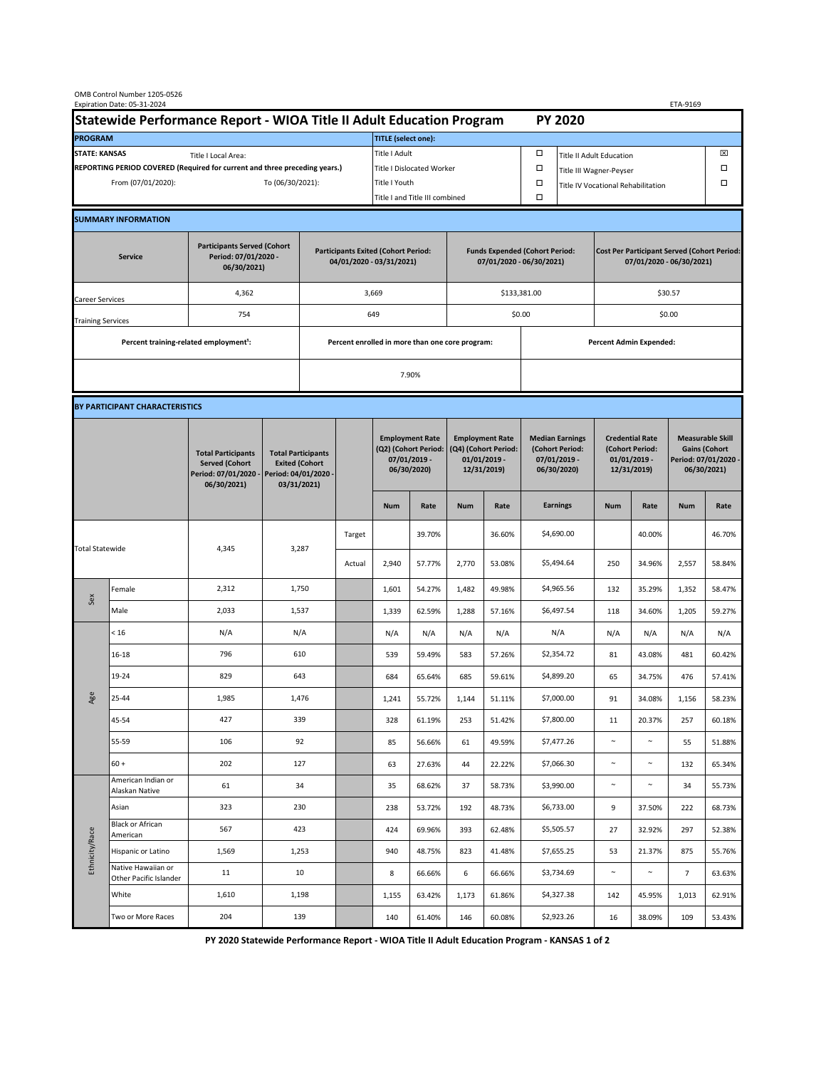OMB Control Number 1205-0526
Expiration Date: 05-31-2024

ETA-9169

# Statewide Performance Report - WIOA Title II Adult Education Program PY 2020

| PROGRAM | | TITLE (select one): | | | |
|---|---|---|---|---|---|
| STATE: KANSAS | Title I Local Area: | Title I Adult | ☐ | Title II Adult Education | ☒ |
| REPORTING PERIOD COVERED (Required for current and three preceding years.) | | Title I Dislocated Worker | ☐ | Title III Wagner-Peyser | ☐ |
| From (07/01/2020): | To (06/30/2021): | Title I Youth | ☐ | Title IV Vocational Rehabilitation | ☐ |
| | | Title I and Title III combined | ☐ | | |

## SUMMARY INFORMATION

| Service | Participants Served (Cohort Period: 07/01/2020 - 06/30/2021) | Participants Exited (Cohort Period: 04/01/2020 - 03/31/2021) | Funds Expended (Cohort Period: 07/01/2020 - 06/30/2021) | Cost Per Participant Served (Cohort Period: 07/01/2020 - 06/30/2021) |
|---|---|---|---|---|
| Career Services | 4,362 | 3,669 | $133,381.00 | $30.57 |
| Training Services | 754 | 649 | $0.00 | $0.00 |

| Percent training-related employment[1]: | Percent enrolled in more than one core program: | Percent Admin Expended: |
|---|---|---|
| | 7.90% | |

## BY PARTICIPANT CHARACTERISTICS

| | | Total Participants Served (Cohort Period: 07/01/2020 - 06/30/2021) | Total Participants Exited (Cohort Period: 04/01/2020 - 03/31/2021) | | Employment Rate (Q2) (Cohort Period: 07/01/2019 - 06/30/2020) | | Employment Rate (Q4) (Cohort Period: 01/01/2019 - 12/31/2019) | | Median Earnings (Cohort Period: 07/01/2019 - 06/30/2020) | Credential Rate (Cohort Period: 01/01/2019 - 12/31/2019) | | Measurable Skill Gains (Cohort Period: 07/01/2020 - 06/30/2021) | |
|---|---|---|---|---|---|---|---|---|---|---|---|---|---|
| | | | | | Num | Rate | Num | Rate | Earnings | Num | Rate | Num | Rate |
| Total Statewide | | 4,345 | 3,287 | Target | | 39.70% | | 36.60% | $4,690.00 | | 40.00% | | 46.70% |
| | | | | Actual | 2,940 | 57.77% | 2,770 | 53.08% | $5,494.64 | 250 | 34.96% | 2,557 | 58.84% |
| Sex | Female | 2,312 | 1,750 | | 1,601 | 54.27% | 1,482 | 49.98% | $4,965.56 | 132 | 35.29% | 1,352 | 58.47% |
| | Male | 2,033 | 1,537 | | 1,339 | 62.59% | 1,288 | 57.16% | $6,497.54 | 118 | 34.60% | 1,205 | 59.27% |
| Age | < 16 | N/A | N/A | | N/A | N/A | N/A | N/A | N/A | N/A | N/A | N/A | N/A |
| | 16-18 | 796 | 610 | | 539 | 59.49% | 583 | 57.26% | $2,354.72 | 81 | 43.08% | 481 | 60.42% |
| | 19-24 | 829 | 643 | | 684 | 65.64% | 685 | 59.61% | $4,899.20 | 65 | 34.75% | 476 | 57.41% |
| | 25-44 | 1,985 | 1,476 | | 1,241 | 55.72% | 1,144 | 51.11% | $7,000.00 | 91 | 34.08% | 1,156 | 58.23% |
| | 45-54 | 427 | 339 | | 328 | 61.19% | 253 | 51.42% | $7,800.00 | 11 | 20.37% | 257 | 60.18% |
| | 55-59 | 106 | 92 | | 85 | 56.66% | 61 | 49.59% | $7,477.26 | ~ | ~ | 55 | 51.88% |
| | 60 + | 202 | 127 | | 63 | 27.63% | 44 | 22.22% | $7,066.30 | ~ | ~ | 132 | 65.34% |
| Ethnicity/Race | American Indian or Alaskan Native | 61 | 34 | | 35 | 68.62% | 37 | 58.73% | $3,990.00 | ~ | ~ | 34 | 55.73% |
| | Asian | 323 | 230 | | 238 | 53.72% | 192 | 48.73% | $6,733.00 | 9 | 37.50% | 222 | 68.73% |
| | Black or African American | 567 | 423 | | 424 | 69.96% | 393 | 62.48% | $5,505.57 | 27 | 32.92% | 297 | 52.38% |
| | Hispanic or Latino | 1,569 | 1,253 | | 940 | 48.75% | 823 | 41.48% | $7,655.25 | 53 | 21.37% | 875 | 55.76% |
| | Native Hawaiian or Other Pacific Islander | 11 | 10 | | 8 | 66.66% | 6 | 66.66% | $3,734.69 | ~ | ~ | 7 | 63.63% |
| | White | 1,610 | 1,198 | | 1,155 | 63.42% | 1,173 | 61.86% | $4,327.38 | 142 | 45.95% | 1,013 | 62.91% |
| | Two or More Races | 204 | 139 | | 140 | 61.40% | 146 | 60.08% | $2,923.26 | 16 | 38.09% | 109 | 53.43% |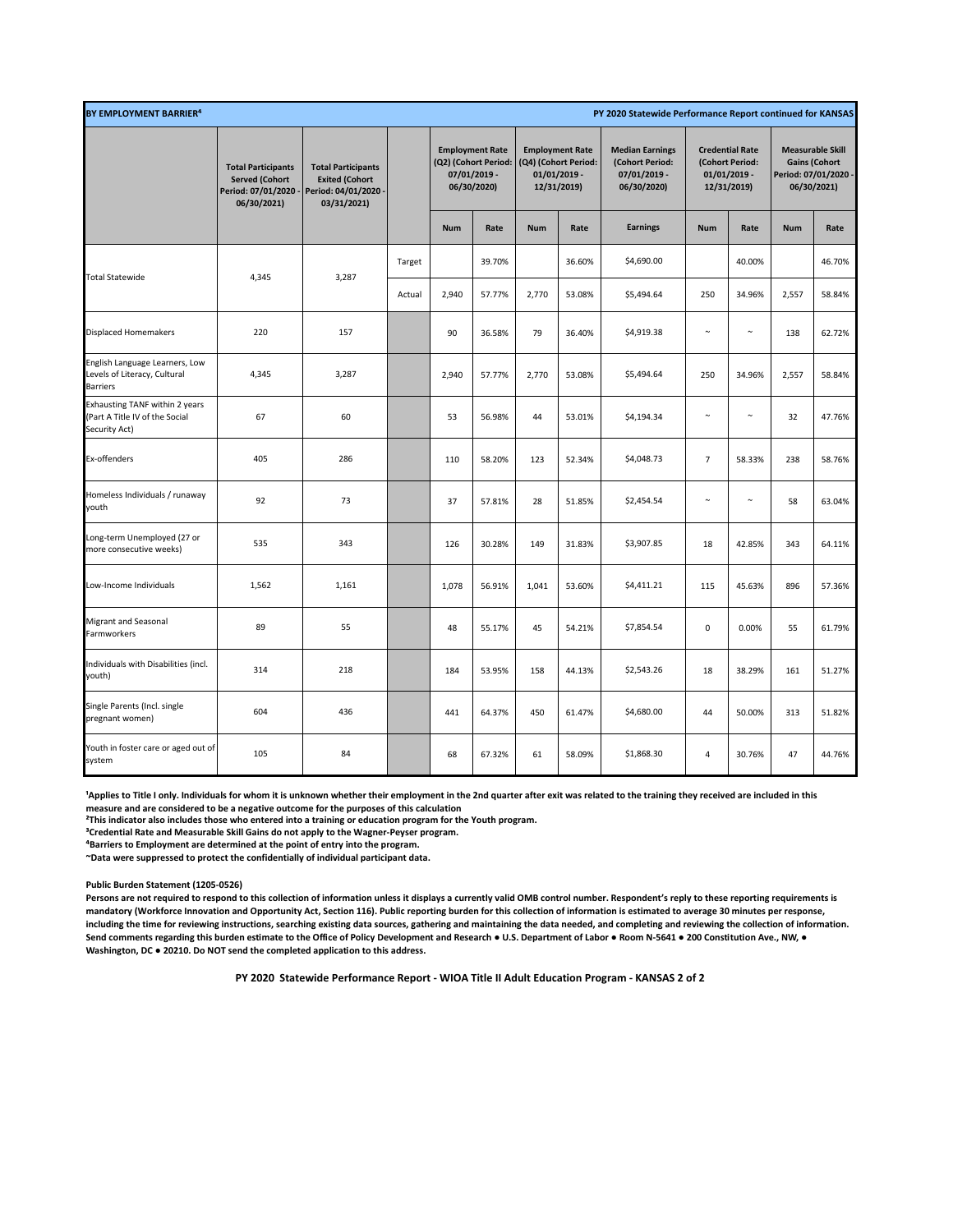| BY EMPLOYMENT BARRIER[4] | | | | PY 2020 Statewide Performance Report continued for KANSAS | | | | | | | | | |
|---|---|---|---|---|---|---|---|---|---|---|---|---|---|
| | Total Participants Served (Cohort Period: 07/01/2020 - 06/30/2021) | Total Participants Exited (Cohort Period: 04/01/2020 - 03/31/2021) | | Employment Rate (Q2) (Cohort Period: 07/01/2019 - 06/30/2020) | | Employment Rate (Q4) (Cohort Period: 01/01/2019 - 12/31/2019) | | Median Earnings (Cohort Period: 07/01/2019 - 06/30/2020) | Credential Rate (Cohort Period: 01/01/2019 - 12/31/2019) | | Measurable Skill Gains (Cohort Period: 07/01/2020 - 06/30/2021) | |
| | | | | Num | Rate | Num | Rate | Earnings | Num | Rate | Num | Rate |
| Total Statewide | 4,345 | 3,287 | Target | | 39.70% | | 36.60% | $4,690.00 | | 40.00% | | 46.70% |
| | | | Actual | 2,940 | 57.77% | 2,770 | 53.08% | $5,494.64 | 250 | 34.96% | 2,557 | 58.84% |
| Displaced Homemakers | 220 | 157 | | 90 | 36.58% | 79 | 36.40% | $4,919.38 | ~ | ~ | 138 | 62.72% |
| English Language Learners, Low Levels of Literacy, Cultural Barriers | 4,345 | 3,287 | | 2,940 | 57.77% | 2,770 | 53.08% | $5,494.64 | 250 | 34.96% | 2,557 | 58.84% |
| Exhausting TANF within 2 years (Part A Title IV of the Social Security Act) | 67 | 60 | | 53 | 56.98% | 44 | 53.01% | $4,194.34 | ~ | ~ | 32 | 47.76% |
| Ex-offenders | 405 | 286 | | 110 | 58.20% | 123 | 52.34% | $4,048.73 | 7 | 58.33% | 238 | 58.76% |
| Homeless Individuals / runaway youth | 92 | 73 | | 37 | 57.81% | 28 | 51.85% | $2,454.54 | ~ | ~ | 58 | 63.04% |
| Long-term Unemployed (27 or more consecutive weeks) | 535 | 343 | | 126 | 30.28% | 149 | 31.83% | $3,907.85 | 18 | 42.85% | 343 | 64.11% |
| Low-Income Individuals | 1,562 | 1,161 | | 1,078 | 56.91% | 1,041 | 53.60% | $4,411.21 | 115 | 45.63% | 896 | 57.36% |
| Migrant and Seasonal Farmworkers | 89 | 55 | | 48 | 55.17% | 45 | 54.21% | $7,854.54 | 0 | 0.00% | 55 | 61.79% |
| Individuals with Disabilities (incl. youth) | 314 | 218 | | 184 | 53.95% | 158 | 44.13% | $2,543.26 | 18 | 38.29% | 161 | 51.27% |
| Single Parents (Incl. single pregnant women) | 604 | 436 | | 441 | 64.37% | 450 | 61.47% | $4,680.00 | 44 | 50.00% | 313 | 51.82% |
| Youth in foster care or aged out of system | 105 | 84 | | 68 | 67.32% | 61 | 58.09% | $1,868.30 | 4 | 30.76% | 47 | 44.76% |

**[1]Applies to Title I only. Individuals for whom it is unknown whether their employment in the 2nd quarter after exit was related to the training they received are included in this measure and are considered to be a negative outcome for the purposes of this calculation**

**[2]This indicator also includes those who entered into a training or education program for the Youth program.**

**[3]Credential Rate and Measurable Skill Gains do not apply to the Wagner-Peyser program.**

**[4]Barriers to Employment are determined at the point of entry into the program.**

**~Data were suppressed to protect the confidentially of individual participant data.**

**Public Burden Statement (1205-0526)**

**Persons are not required to respond to this collection of information unless it displays a currently valid OMB control number. Respondent's reply to these reporting requirements is mandatory (Workforce Innovation and Opportunity Act, Section 116). Public reporting burden for this collection of information is estimated to average 30 minutes per response, including the time for reviewing instructions, searching existing data sources, gathering and maintaining the data needed, and completing and reviewing the collection of information. Send comments regarding this burden estimate to the Office of Policy Development and Research ● U.S. Department of Labor ● Room N-5641 ● 200 Constitution Ave., NW, ● Washington, DC ● 20210. Do NOT send the completed application to this address.**

**PY 2020 Statewide Performance Report - WIOA Title II Adult Education Program - KANSAS 2 of 2**